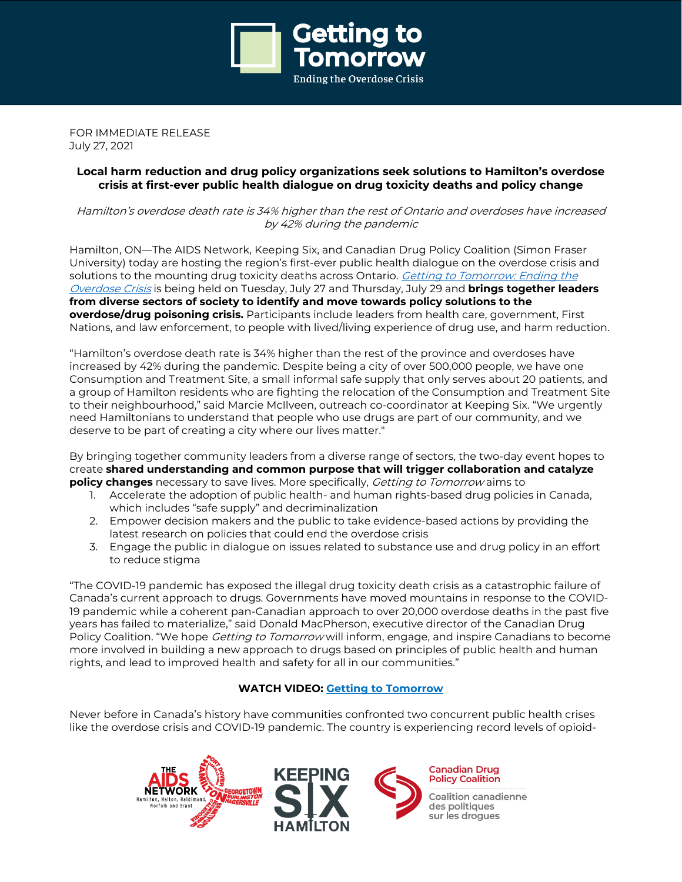**Getting to Tomorrow**

Ending the Overdose Crisis

FOR IMMEDIATE RELEASE
July 27, 2021

**Local harm reduction and drug policy organizations seek solutions to Hamilton's overdose crisis at first-ever public health dialogue on drug toxicity deaths and policy change**

*Hamilton's overdose death rate is 34% higher than the rest of Ontario and overdoses have increased by 42% during the pandemic*

Hamilton, ON—The AIDS Network, Keeping Six, and Canadian Drug Policy Coalition (Simon Fraser University) today are hosting the region's first-ever public health dialogue on the overdose crisis and solutions to the mounting drug toxicity deaths across Ontario. *Getting to Tomorrow: Ending the Overdose Crisis* is being held on Tuesday, July 27 and Thursday, July 29 and **brings together leaders from diverse sectors of society to identify and move towards policy solutions to the overdose/drug poisoning crisis.** Participants include leaders from health care, government, First Nations, and law enforcement, to people with lived/living experience of drug use, and harm reduction.

"Hamilton's overdose death rate is 34% higher than the rest of the province and overdoses have increased by 42% during the pandemic. Despite being a city of over 500,000 people, we have one Consumption and Treatment Site, a small informal safe supply that only serves about 20 patients, and a group of Hamilton residents who are fighting the relocation of the Consumption and Treatment Site to their neighbourhood," said Marcie McIlveen, outreach co-coordinator at Keeping Six. "We urgently need Hamiltonians to understand that people who use drugs are part of our community, and we deserve to be part of creating a city where our lives matter."

By bringing together community leaders from a diverse range of sectors, the two-day event hopes to create **shared understanding and common purpose that will trigger collaboration and catalyze policy changes** necessary to save lives. More specifically, *Getting to Tomorrow* aims to

1. Accelerate the adoption of public health- and human rights-based drug policies in Canada, which includes "safe supply" and decriminalization
2. Empower decision makers and the public to take evidence-based actions by providing the latest research on policies that could end the overdose crisis
3. Engage the public in dialogue on issues related to substance use and drug policy in an effort to reduce stigma

"The COVID-19 pandemic has exposed the illegal drug toxicity death crisis as a catastrophic failure of Canada's current approach to drugs. Governments have moved mountains in response to the COVID-19 pandemic while a coherent pan-Canadian approach to over 20,000 overdose deaths in the past five years has failed to materialize," said Donald MacPherson, executive director of the Canadian Drug Policy Coalition. "We hope *Getting to Tomorrow* will inform, engage, and inspire Canadians to become more involved in building a new approach to drugs based on principles of public health and human rights, and lead to improved health and safety for all in our communities."

**WATCH VIDEO: Getting to Tomorrow**

Never before in Canada's history have communities confronted two concurrent public health crises like the overdose crisis and COVID-19 pandemic. The country is experiencing record levels of opioid-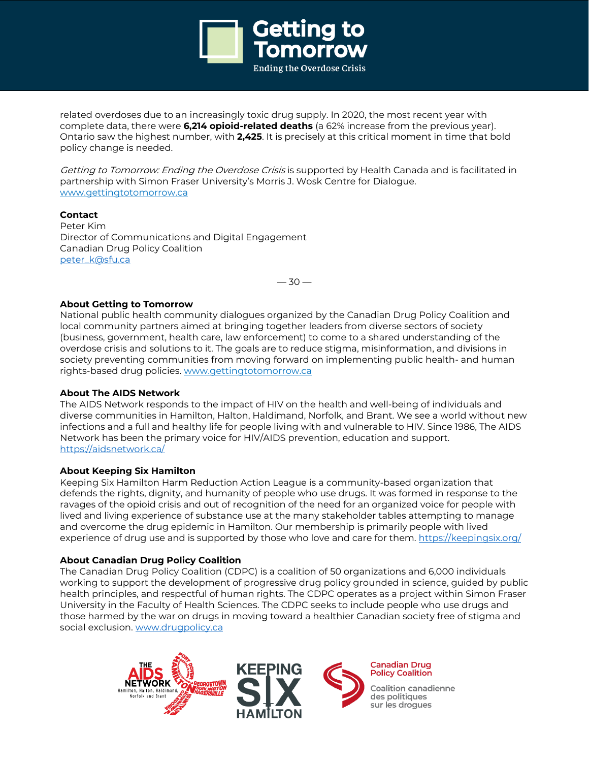related overdoses due to an increasingly toxic drug supply. In 2020, the most recent year with complete data, there were **6,214 opioid-related deaths** (a 62% increase from the previous year). Ontario saw the highest number, with **2,425**. It is precisely at this critical moment in time that bold policy change is needed.

*Getting to Tomorrow: Ending the Overdose Crisis* is supported by Health Canada and is facilitated in partnership with Simon Fraser University's Morris J. Wosk Centre for Dialogue. www.gettingtotomorrow.ca

**Contact**
Peter Kim
Director of Communications and Digital Engagement
Canadian Drug Policy Coalition
peter_k@sfu.ca

— 30 —

**About Getting to Tomorrow**
National public health community dialogues organized by the Canadian Drug Policy Coalition and local community partners aimed at bringing together leaders from diverse sectors of society (business, government, health care, law enforcement) to come to a shared understanding of the overdose crisis and solutions to it. The goals are to reduce stigma, misinformation, and divisions in society preventing communities from moving forward on implementing public health- and human rights-based drug policies. www.gettingtotomorrow.ca

**About The AIDS Network**
The AIDS Network responds to the impact of HIV on the health and well-being of individuals and diverse communities in Hamilton, Halton, Haldimand, Norfolk, and Brant. We see a world without new infections and a full and healthy life for people living with and vulnerable to HIV. Since 1986, The AIDS Network has been the primary voice for HIV/AIDS prevention, education and support. https://aidsnetwork.ca/

**About Keeping Six Hamilton**
Keeping Six Hamilton Harm Reduction Action League is a community-based organization that defends the rights, dignity, and humanity of people who use drugs. It was formed in response to the ravages of the opioid crisis and out of recognition of the need for an organized voice for people with lived and living experience of substance use at the many stakeholder tables attempting to manage and overcome the drug epidemic in Hamilton. Our membership is primarily people with lived experience of drug use and is supported by those who love and care for them. https://keepingsix.org/

**About Canadian Drug Policy Coalition**
The Canadian Drug Policy Coalition (CDPC) is a coalition of 50 organizations and 6,000 individuals working to support the development of progressive drug policy grounded in science, guided by public health principles, and respectful of human rights. The CDPC operates as a project within Simon Fraser University in the Faculty of Health Sciences. The CDPC seeks to include people who use drugs and those harmed by the war on drugs in moving toward a healthier Canadian society free of stigma and social exclusion. www.drugpolicy.ca